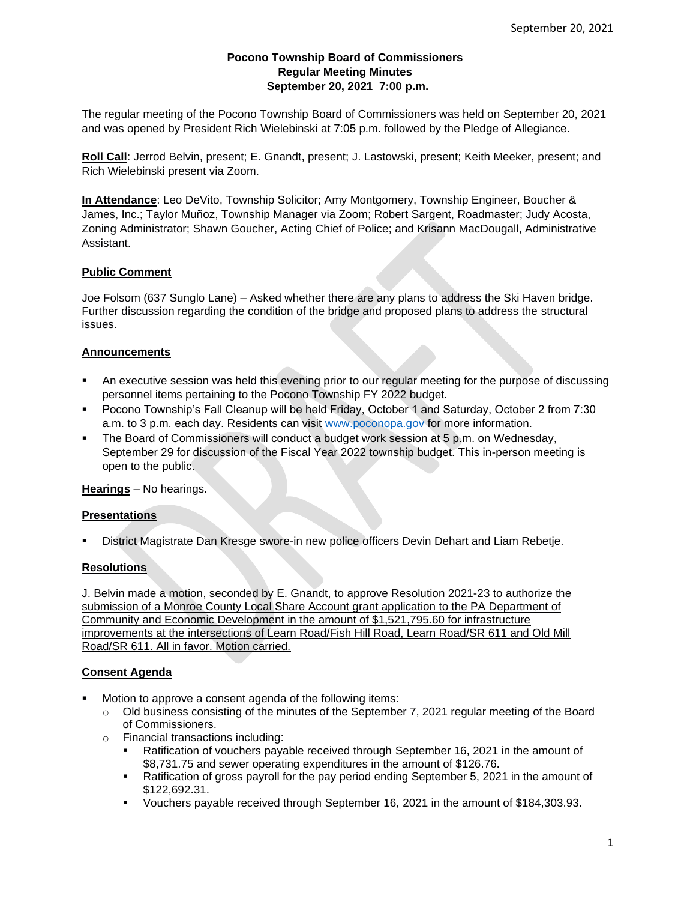# Pocono Township Board of Commissioners
## Regular Meeting Minutes
### September 20, 2021 7:00 p.m.

The regular meeting of the Pocono Township Board of Commissioners was held on September 20, 2021 and was opened by President Rich Wielebinski at 7:05 p.m. followed by the Pledge of Allegiance.

**Roll Call**: Jerrod Belvin, present; E. Gnandt, present; J. Lastowski, present; Keith Meeker, present; and Rich Wielebinski present via Zoom.

**In Attendance**: Leo DeVito, Township Solicitor; Amy Montgomery, Township Engineer, Boucher & James, Inc.; Taylor Muñoz, Township Manager via Zoom; Robert Sargent, Roadmaster; Judy Acosta, Zoning Administrator; Shawn Goucher, Acting Chief of Police; and Krisann MacDougall, Administrative Assistant.

**Public Comment**

Joe Folsom (637 Sunglo Lane) – Asked whether there are any plans to address the Ski Haven bridge. Further discussion regarding the condition of the bridge and proposed plans to address the structural issues.

**Announcements**

- An executive session was held this evening prior to our regular meeting for the purpose of discussing personnel items pertaining to the Pocono Township FY 2022 budget.
- Pocono Township's Fall Cleanup will be held Friday, October 1 and Saturday, October 2 from 7:30 a.m. to 3 p.m. each day. Residents can visit www.poconopa.gov for more information.
- The Board of Commissioners will conduct a budget work session at 5 p.m. on Wednesday, September 29 for discussion of the Fiscal Year 2022 township budget. This in-person meeting is open to the public.

**Hearings** – No hearings.

**Presentations**

- District Magistrate Dan Kresge swore-in new police officers Devin Dehart and Liam Rebetje.

**Resolutions**

J. Belvin made a motion, seconded by E. Gnandt, to approve Resolution 2021-23 to authorize the submission of a Monroe County Local Share Account grant application to the PA Department of Community and Economic Development in the amount of $1,521,795.60 for infrastructure improvements at the intersections of Learn Road/Fish Hill Road, Learn Road/SR 611 and Old Mill Road/SR 611. All in favor. Motion carried.

**Consent Agenda**

- Motion to approve a consent agenda of the following items:
  - Old business consisting of the minutes of the September 7, 2021 regular meeting of the Board of Commissioners.
  - Financial transactions including:
    - Ratification of vouchers payable received through September 16, 2021 in the amount of $8,731.75 and sewer operating expenditures in the amount of $126.76.
    - Ratification of gross payroll for the pay period ending September 5, 2021 in the amount of $122,692.31.
    - Vouchers payable received through September 16, 2021 in the amount of $184,303.93.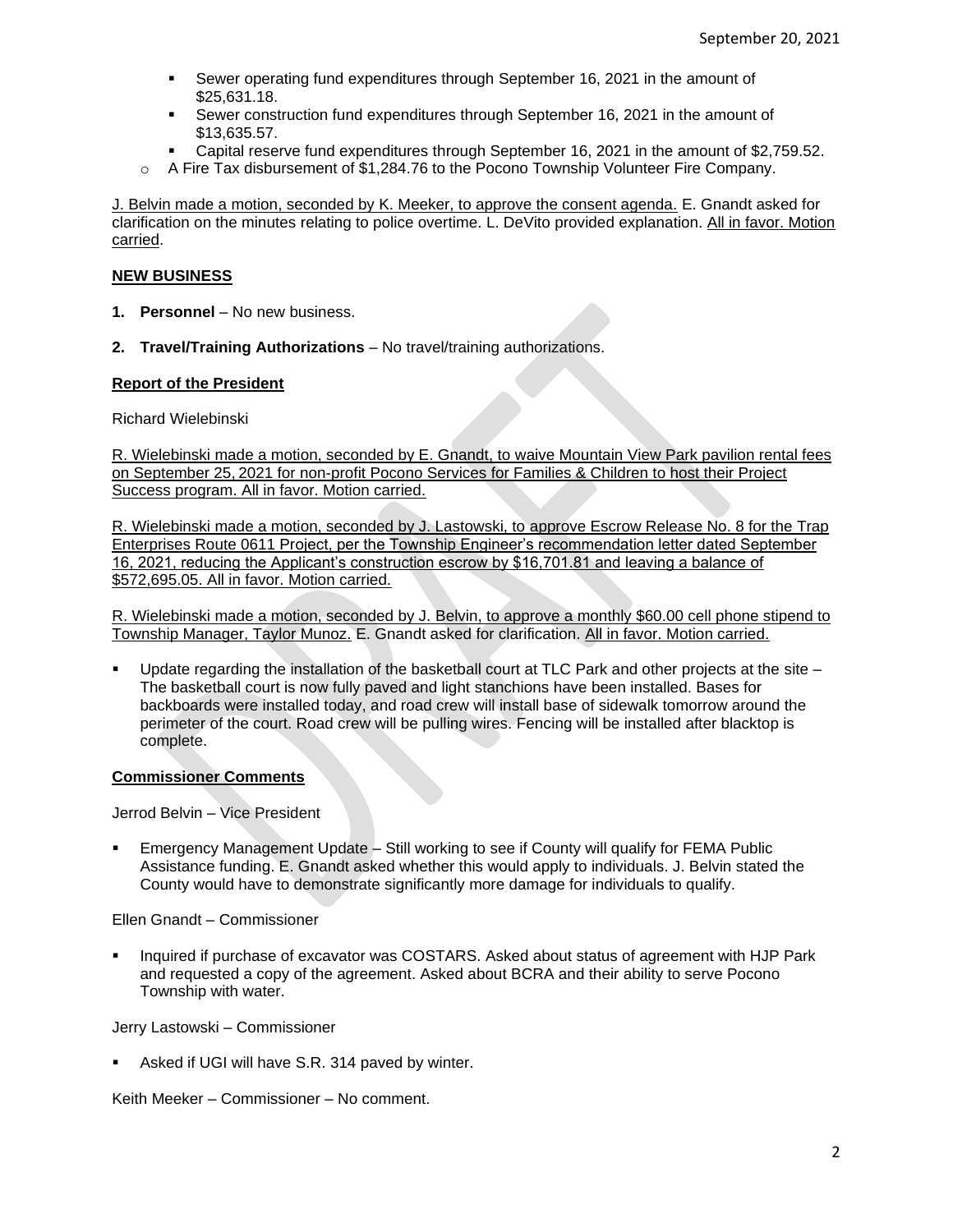- Sewer operating fund expenditures through September 16, 2021 in the amount of $25,631.18.
   - Sewer construction fund expenditures through September 16, 2021 in the amount of $13,635.57.
   - Capital reserve fund expenditures through September 16, 2021 in the amount of $2,759.52.
- A Fire Tax disbursement of $1,284.76 to the Pocono Township Volunteer Fire Company.

J. Belvin made a motion, seconded by K. Meeker, to approve the consent agenda. E. Gnandt asked for clarification on the minutes relating to police overtime. L. DeVito provided explanation. All in favor. Motion carried.

## NEW BUSINESS

1. **Personnel** – No new business.

2. **Travel/Training Authorizations** – No travel/training authorizations.

### Report of the President

Richard Wielebinski

R. Wielebinski made a motion, seconded by E. Gnandt, to waive Mountain View Park pavilion rental fees on September 25, 2021 for non-profit Pocono Services for Families & Children to host their Project Success program. All in favor. Motion carried.

R. Wielebinski made a motion, seconded by J. Lastowski, to approve Escrow Release No. 8 for the Trap Enterprises Route 0611 Project, per the Township Engineer's recommendation letter dated September 16, 2021, reducing the Applicant's construction escrow by $16,701.81 and leaving a balance of $572,695.05. All in favor. Motion carried.

R. Wielebinski made a motion, seconded by J. Belvin, to approve a monthly $60.00 cell phone stipend to Township Manager, Taylor Munoz. E. Gnandt asked for clarification. All in favor. Motion carried.

- Update regarding the installation of the basketball court at TLC Park and other projects at the site – The basketball court is now fully paved and light stanchions have been installed. Bases for backboards were installed today, and road crew will install base of sidewalk tomorrow around the perimeter of the court. Road crew will be pulling wires. Fencing will be installed after blacktop is complete.

### Commissioner Comments

Jerrod Belvin – Vice President

- Emergency Management Update – Still working to see if County will qualify for FEMA Public Assistance funding. E. Gnandt asked whether this would apply to individuals. J. Belvin stated the County would have to demonstrate significantly more damage for individuals to qualify.

Ellen Gnandt – Commissioner

- Inquired if purchase of excavator was COSTARS. Asked about status of agreement with HJP Park and requested a copy of the agreement. Asked about BCRA and their ability to serve Pocono Township with water.

Jerry Lastowski – Commissioner

- Asked if UGI will have S.R. 314 paved by winter.

Keith Meeker – Commissioner – No comment.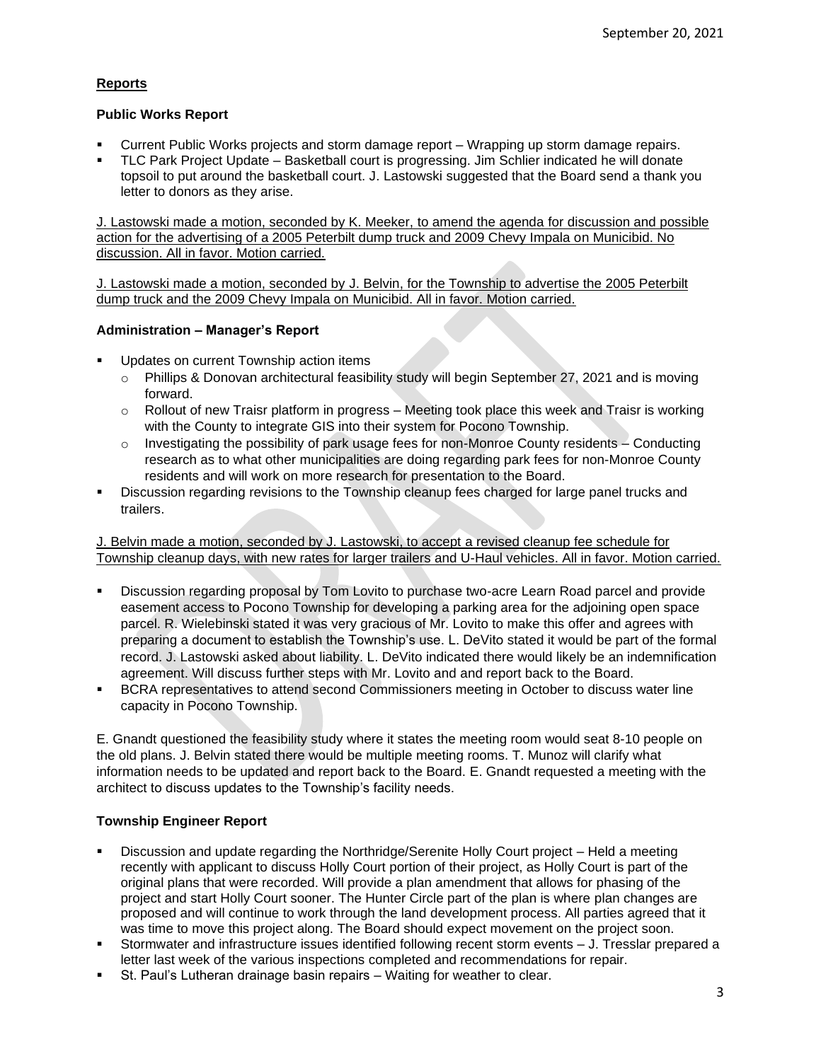## **Reports**

### **Public Works Report**

- Current Public Works projects and storm damage report – Wrapping up storm damage repairs.
- TLC Park Project Update – Basketball court is progressing. Jim Schlier indicated he will donate topsoil to put around the basketball court. J. Lastowski suggested that the Board send a thank you letter to donors as they arise.

J. Lastowski made a motion, seconded by K. Meeker, to amend the agenda for discussion and possible action for the advertising of a 2005 Peterbilt dump truck and 2009 Chevy Impala on Municibid. No discussion. All in favor. Motion carried.

J. Lastowski made a motion, seconded by J. Belvin, for the Township to advertise the 2005 Peterbilt dump truck and the 2009 Chevy Impala on Municibid. All in favor. Motion carried.

### **Administration – Manager's Report**

- Updates on current Township action items
  - Phillips & Donovan architectural feasibility study will begin September 27, 2021 and is moving forward.
  - Rollout of new Traisr platform in progress – Meeting took place this week and Traisr is working with the County to integrate GIS into their system for Pocono Township.
  - Investigating the possibility of park usage fees for non-Monroe County residents – Conducting research as to what other municipalities are doing regarding park fees for non-Monroe County residents and will work on more research for presentation to the Board.
- Discussion regarding revisions to the Township cleanup fees charged for large panel trucks and trailers.

J. Belvin made a motion, seconded by J. Lastowski, to accept a revised cleanup fee schedule for Township cleanup days, with new rates for larger trailers and U-Haul vehicles. All in favor. Motion carried.

- Discussion regarding proposal by Tom Lovito to purchase two-acre Learn Road parcel and provide easement access to Pocono Township for developing a parking area for the adjoining open space parcel. R. Wielebinski stated it was very gracious of Mr. Lovito to make this offer and agrees with preparing a document to establish the Township's use. L. DeVito stated it would be part of the formal record. J. Lastowski asked about liability. L. DeVito indicated there would likely be an indemnification agreement. Will discuss further steps with Mr. Lovito and and report back to the Board.
- BCRA representatives to attend second Commissioners meeting in October to discuss water line capacity in Pocono Township.

E. Gnandt questioned the feasibility study where it states the meeting room would seat 8-10 people on the old plans. J. Belvin stated there would be multiple meeting rooms. T. Munoz will clarify what information needs to be updated and report back to the Board. E. Gnandt requested a meeting with the architect to discuss updates to the Township's facility needs.

### **Township Engineer Report**

- Discussion and update regarding the Northridge/Serenite Holly Court project – Held a meeting recently with applicant to discuss Holly Court portion of their project, as Holly Court is part of the original plans that were recorded. Will provide a plan amendment that allows for phasing of the project and start Holly Court sooner. The Hunter Circle part of the plan is where plan changes are proposed and will continue to work through the land development process. All parties agreed that it was time to move this project along. The Board should expect movement on the project soon.
- Stormwater and infrastructure issues identified following recent storm events – J. Tresslar prepared a letter last week of the various inspections completed and recommendations for repair.
- St. Paul's Lutheran drainage basin repairs – Waiting for weather to clear.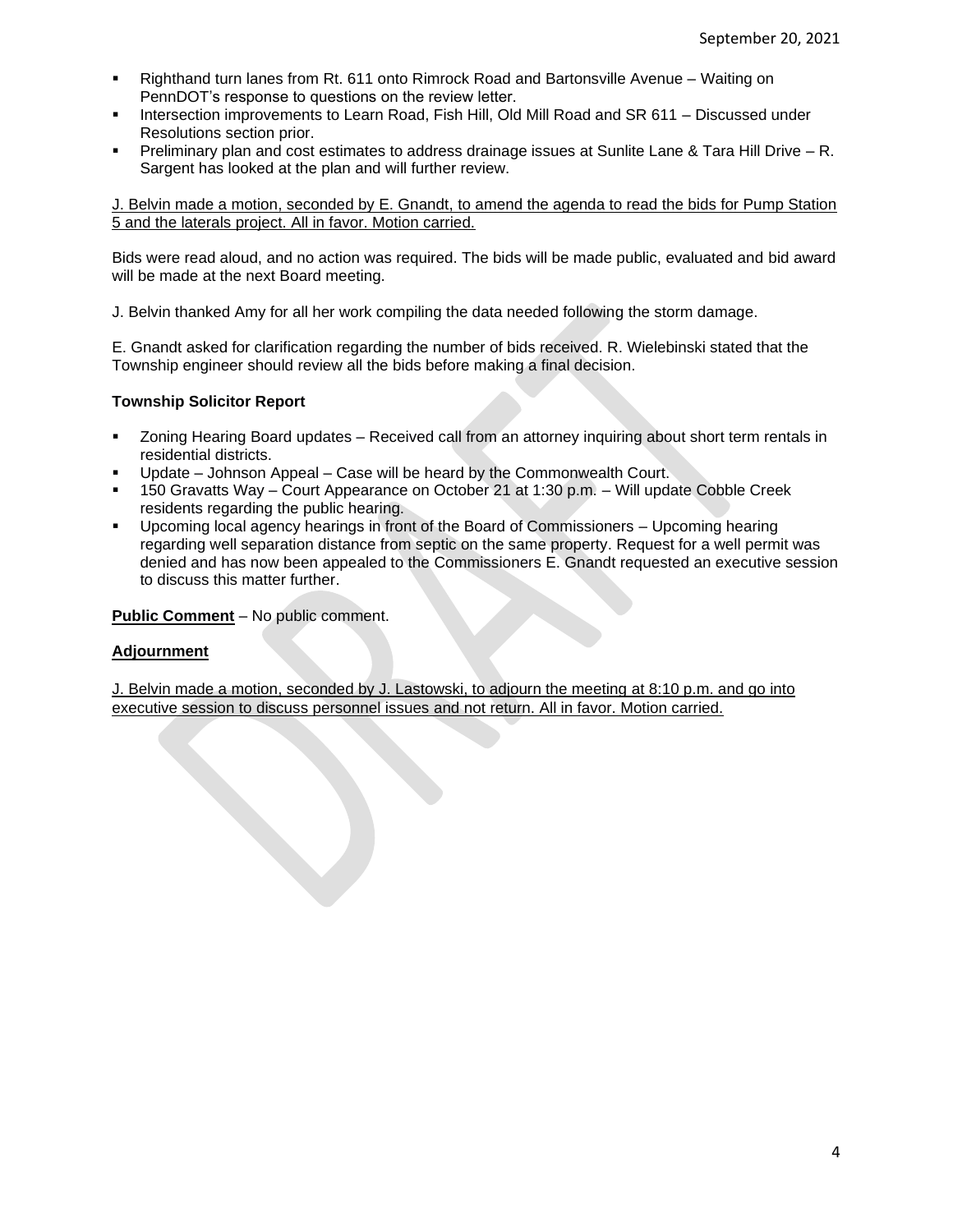- Righthand turn lanes from Rt. 611 onto Rimrock Road and Bartonsville Avenue – Waiting on PennDOT's response to questions on the review letter.
- Intersection improvements to Learn Road, Fish Hill, Old Mill Road and SR 611 – Discussed under Resolutions section prior.
- Preliminary plan and cost estimates to address drainage issues at Sunlite Lane & Tara Hill Drive – R. Sargent has looked at the plan and will further review.

J. Belvin made a motion, seconded by E. Gnandt, to amend the agenda to read the bids for Pump Station 5 and the laterals project. All in favor. Motion carried.

Bids were read aloud, and no action was required. The bids will be made public, evaluated and bid award will be made at the next Board meeting.

J. Belvin thanked Amy for all her work compiling the data needed following the storm damage.

E. Gnandt asked for clarification regarding the number of bids received. R. Wielebinski stated that the Township engineer should review all the bids before making a final decision.

**Township Solicitor Report**

- Zoning Hearing Board updates – Received call from an attorney inquiring about short term rentals in residential districts.
- Update – Johnson Appeal – Case will be heard by the Commonwealth Court.
- 150 Gravatts Way – Court Appearance on October 21 at 1:30 p.m. – Will update Cobble Creek residents regarding the public hearing.
- Upcoming local agency hearings in front of the Board of Commissioners – Upcoming hearing regarding well separation distance from septic on the same property. Request for a well permit was denied and has now been appealed to the Commissioners E. Gnandt requested an executive session to discuss this matter further.

**Public Comment** – No public comment.

**Adjournment**

J. Belvin made a motion, seconded by J. Lastowski, to adjourn the meeting at 8:10 p.m. and go into executive session to discuss personnel issues and not return. All in favor. Motion carried.